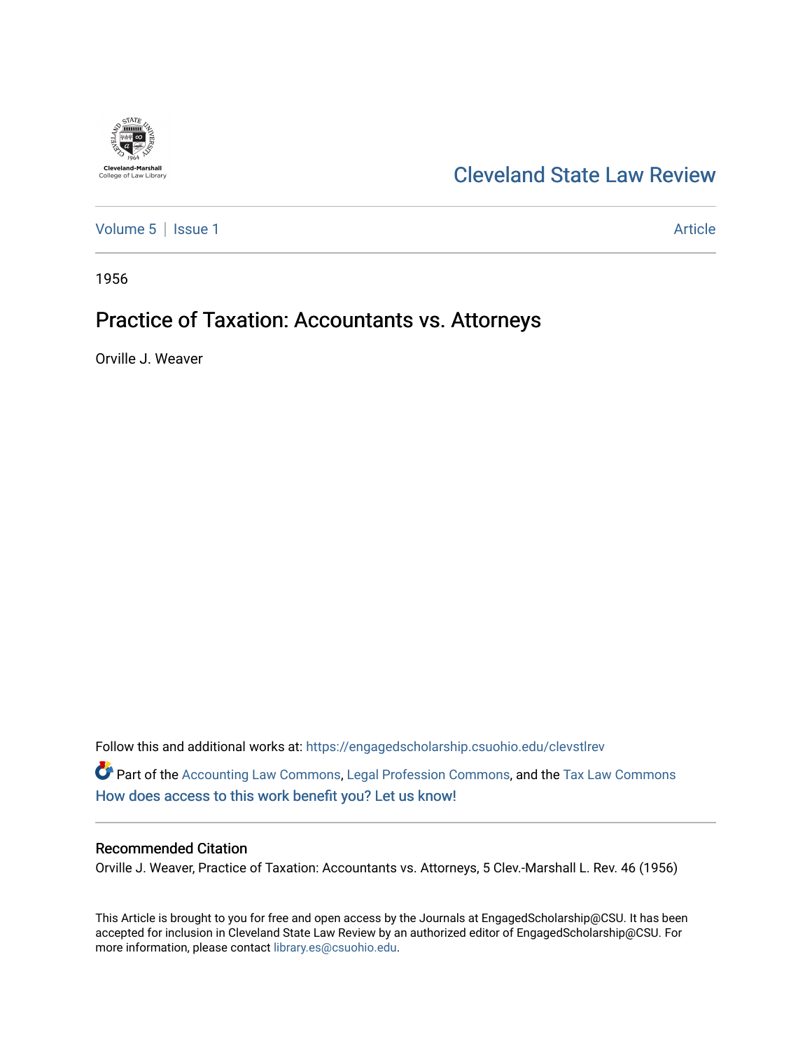Cleveland-Marshall College of Law Library

# Cleveland State Law Review

Volume 5 | Issue 1 Article

1956

## Practice of Taxation: Accountants vs. Attorneys

Orville J. Weaver

Follow this and additional works at: https://engagedscholarship.csuohio.edu/clevstlrev

Part of the Accounting Law Commons, Legal Profession Commons, and the Tax Law Commons

How does access to this work benefit you? Let us know!

### Recommended Citation

Orville J. Weaver, Practice of Taxation: Accountants vs. Attorneys, 5 Clev.-Marshall L. Rev. 46 (1956)

This Article is brought to you for free and open access by the Journals at EngagedScholarship@CSU. It has been accepted for inclusion in Cleveland State Law Review by an authorized editor of EngagedScholarship@CSU. For more information, please contact library.es@csuohio.edu.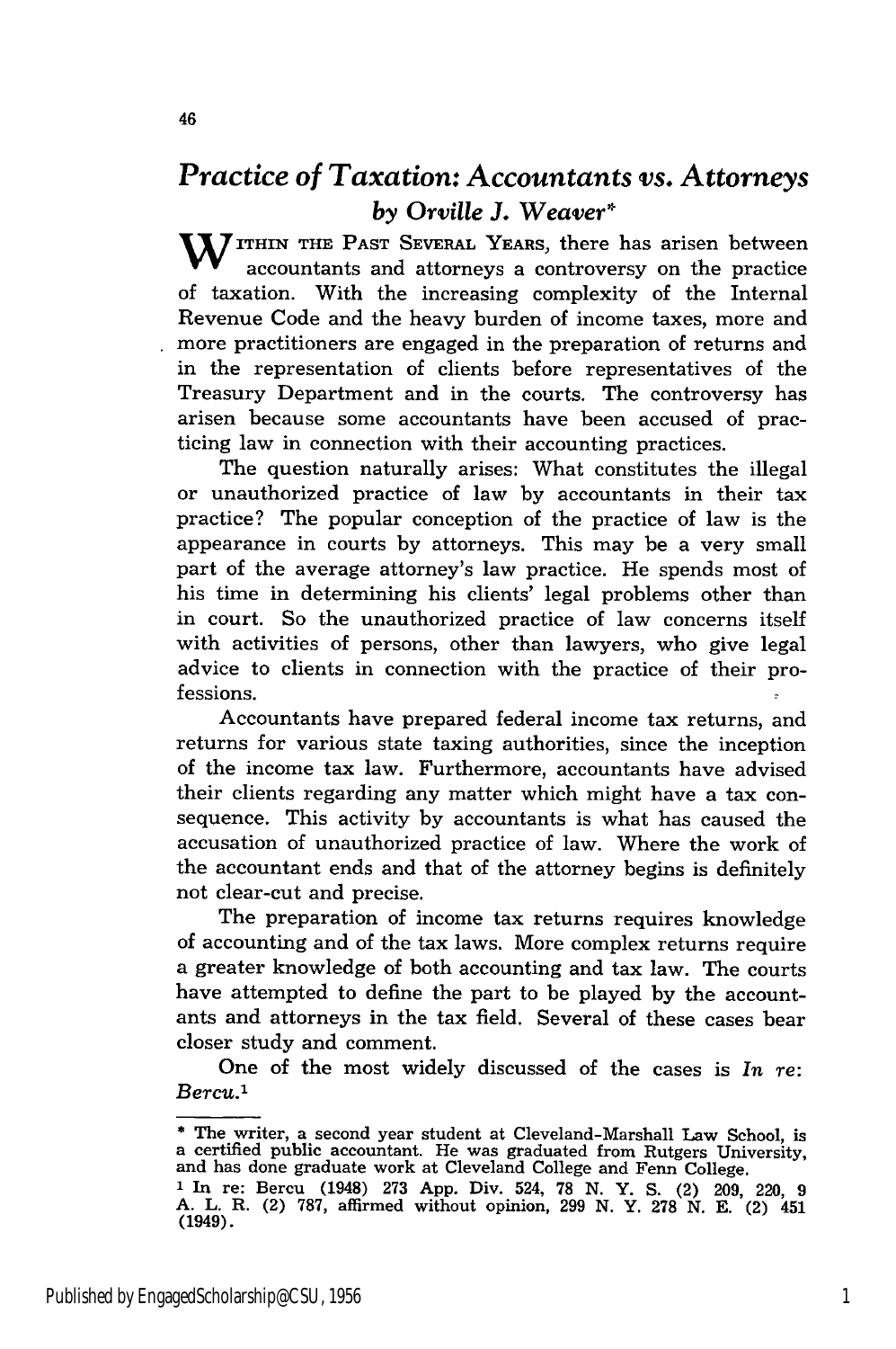# *Practice of Taxation: Accountants vs. Attorneys*

### *by Orville J. Weaver*\*

WITHIN THE PAST SEVERAL YEARS, there has arisen between accountants and attorneys a controversy on the practice of taxation. With the increasing complexity of the Internal Revenue Code and the heavy burden of income taxes, more and more practitioners are engaged in the preparation of returns and in the representation of clients before representatives of the Treasury Department and in the courts. The controversy has arisen because some accountants have been accused of practicing law in connection with their accounting practices.

The question naturally arises: What constitutes the illegal or unauthorized practice of law by accountants in their tax practice? The popular conception of the practice of law is the appearance in courts by attorneys. This may be a very small part of the average attorney's law practice. He spends most of his time in determining his clients' legal problems other than in court. So the unauthorized practice of law concerns itself with activities of persons, other than lawyers, who give legal advice to clients in connection with the practice of their professions.

Accountants have prepared federal income tax returns, and returns for various state taxing authorities, since the inception of the income tax law. Furthermore, accountants have advised their clients regarding any matter which might have a tax consequence. This activity by accountants is what has caused the accusation of unauthorized practice of law. Where the work of the accountant ends and that of the attorney begins is definitely not clear-cut and precise.

The preparation of income tax returns requires knowledge of accounting and of the tax laws. More complex returns require a greater knowledge of both accounting and tax law. The courts have attempted to define the part to be played by the accountants and attorneys in the tax field. Several of these cases bear closer study and comment.

One of the most widely discussed of the cases is *In re: Bercu.*[1]

---

\* The writer, a second year student at Cleveland-Marshall Law School, is a certified public accountant. He was graduated from Rutgers University, and has done graduate work at Cleveland College and Fenn College.

[1] In re: Bercu (1948) 273 App. Div. 524, 78 N. Y. S. (2) 209, 220, 9 A. L. R. (2) 787, affirmed without opinion, 299 N. Y. 278 N. E. (2) 451 (1949).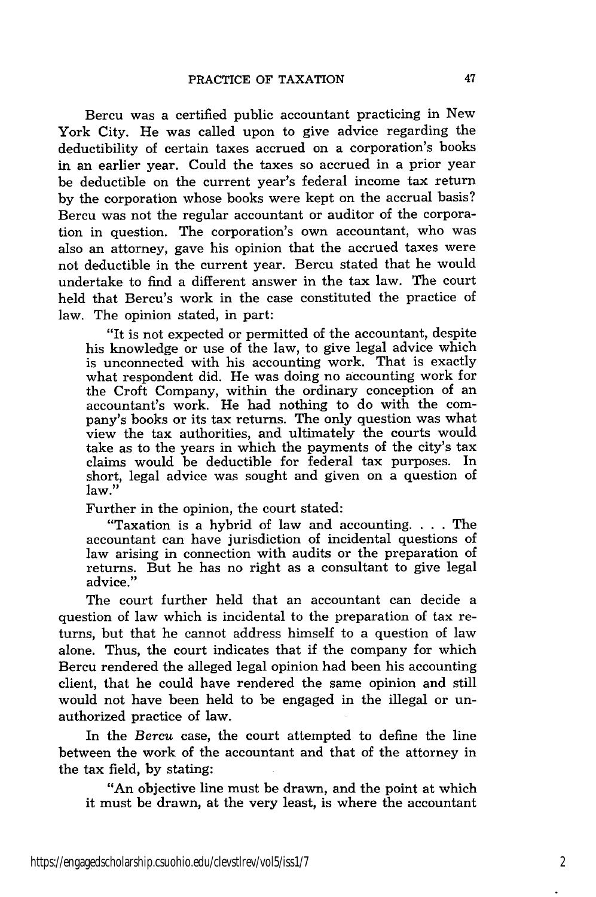Bercu was a certified public accountant practicing in New York City. He was called upon to give advice regarding the deductibility of certain taxes accrued on a corporation's books in an earlier year. Could the taxes so accrued in a prior year be deductible on the current year's federal income tax return by the corporation whose books were kept on the accrual basis? Bercu was not the regular accountant or auditor of the corporation in question. The corporation's own accountant, who was also an attorney, gave his opinion that the accrued taxes were not deductible in the current year. Bercu stated that he would undertake to find a different answer in the tax law. The court held that Bercu's work in the case constituted the practice of law. The opinion stated, in part:

> "It is not expected or permitted of the accountant, despite his knowledge or use of the law, to give legal advice which is unconnected with his accounting work. That is exactly what respondent did. He was doing no accounting work for the Croft Company, within the ordinary conception of an accountant's work. He had nothing to do with the company's books or its tax returns. The only question was what view the tax authorities, and ultimately the courts would take as to the years in which the payments of the city's tax claims would be deductible for federal tax purposes. In short, legal advice was sought and given on a question of law."

Further in the opinion, the court stated:

> "Taxation is a hybrid of law and accounting. . . . The accountant can have jurisdiction of incidental questions of law arising in connection with audits or the preparation of returns. But he has no right as a consultant to give legal advice."

The court further held that an accountant can decide a question of law which is incidental to the preparation of tax returns, but that he cannot address himself to a question of law alone. Thus, the court indicates that if the company for which Bercu rendered the alleged legal opinion had been his accounting client, that he could have rendered the same opinion and still would not have been held to be engaged in the illegal or unauthorized practice of law.

In the *Bercu* case, the court attempted to define the line between the work of the accountant and that of the attorney in the tax field, by stating:

> "An objective line must be drawn, and the point at which it must be drawn, at the very least, is where the accountant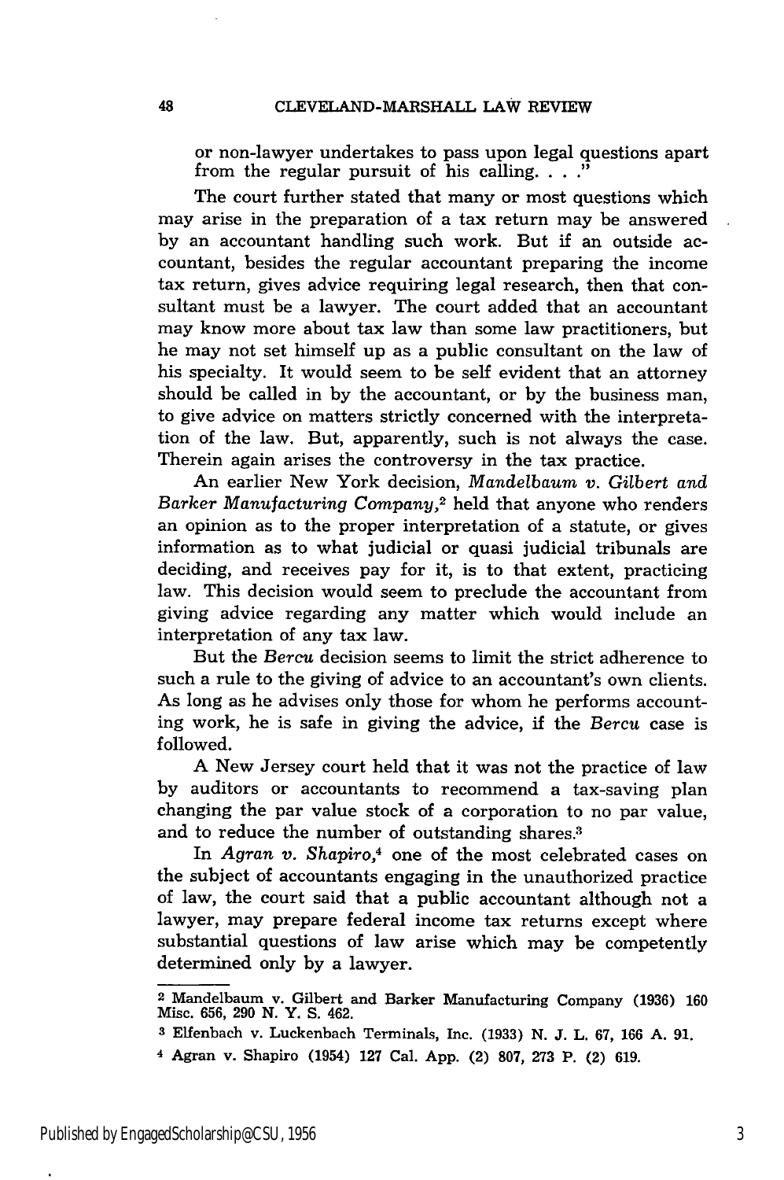or non-lawyer undertakes to pass upon legal questions apart from the regular pursuit of his calling. . . ."

The court further stated that many or most questions which may arise in the preparation of a tax return may be answered by an accountant handling such work. But if an outside accountant, besides the regular accountant preparing the income tax return, gives advice requiring legal research, then that consultant must be a lawyer. The court added that an accountant may know more about tax law than some law practitioners, but he may not set himself up as a public consultant on the law of his specialty. It would seem to be self evident that an attorney should be called in by the accountant, or by the business man, to give advice on matters strictly concerned with the interpretation of the law. But, apparently, such is not always the case. Therein again arises the controversy in the tax practice.

An earlier New York decision, *Mandelbaum v. Gilbert and Barker Manufacturing Company*,[2] held that anyone who renders an opinion as to the proper interpretation of a statute, or gives information as to what judicial or quasi judicial tribunals are deciding, and receives pay for it, is to that extent, practicing law. This decision would seem to preclude the accountant from giving advice regarding any matter which would include an interpretation of any tax law.

But the *Bercu* decision seems to limit the strict adherence to such a rule to the giving of advice to an accountant's own clients. As long as he advises only those for whom he performs accounting work, he is safe in giving the advice, if the *Bercu* case is followed.

A New Jersey court held that it was not the practice of law by auditors or accountants to recommend a tax-saving plan changing the par value stock of a corporation to no par value, and to reduce the number of outstanding shares.[3]

In *Agran v. Shapiro*,[4] one of the most celebrated cases on the subject of accountants engaging in the unauthorized practice of law, the court said that a public accountant although not a lawyer, may prepare federal income tax returns except where substantial questions of law arise which may be competently determined only by a lawyer.

---

[2] Mandelbaum v. Gilbert and Barker Manufacturing Company (1936) 160 Misc. 656, 290 N. Y. S. 462.

[3] Elfenbach v. Luckenbach Terminals, Inc. (1933) N. J. L. 67, 166 A. 91.

[4] Agran v. Shapiro (1954) 127 Cal. App. (2) 807, 273 P. (2) 619.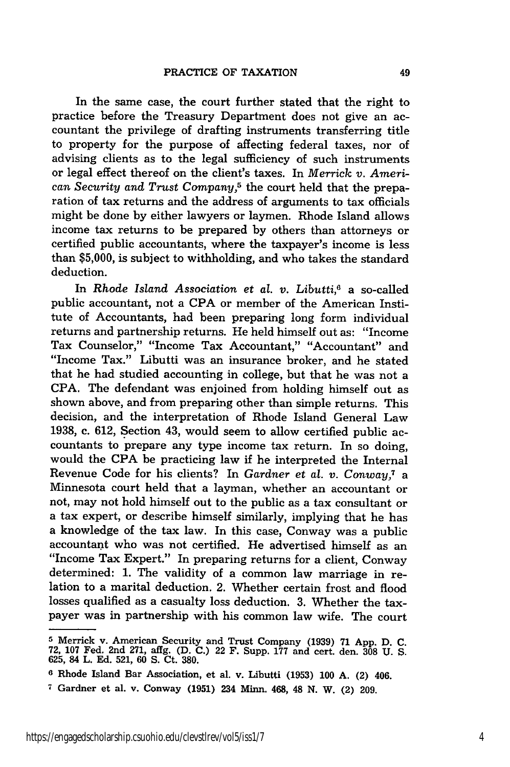In the same case, the court further stated that the right to practice before the Treasury Department does not give an accountant the privilege of drafting instruments transferring title to property for the purpose of affecting federal taxes, nor of advising clients as to the legal sufficiency of such instruments or legal effect thereof on the client's taxes. In *Merrick v. American Security and Trust Company*,[5] the court held that the preparation of tax returns and the address of arguments to tax officials might be done by either lawyers or laymen. Rhode Island allows income tax returns to be prepared by others than attorneys or certified public accountants, where the taxpayer's income is less than $5,000, is subject to withholding, and who takes the standard deduction.

In *Rhode Island Association et al. v. Libutti*,[6] a so-called public accountant, not a CPA or member of the American Institute of Accountants, had been preparing long form individual returns and partnership returns. He held himself out as: "Income Tax Counselor," "Income Tax Accountant," "Accountant" and "Income Tax." Libutti was an insurance broker, and he stated that he had studied accounting in college, but that he was not a CPA. The defendant was enjoined from holding himself out as shown above, and from preparing other than simple returns. This decision, and the interpretation of Rhode Island General Law 1938, c. 612, Section 43, would seem to allow certified public accountants to prepare any type income tax return. In so doing, would the CPA be practicing law if he interpreted the Internal Revenue Code for his clients? In *Gardner et al. v. Conway*,[7] a Minnesota court held that a layman, whether an accountant or not, may not hold himself out to the public as a tax consultant or a tax expert, or describe himself similarly, implying that he has a knowledge of the tax law. In this case, Conway was a public accountant who was not certified. He advertised himself as an "Income Tax Expert." In preparing returns for a client, Conway determined: 1. The validity of a common law marriage in relation to a marital deduction. 2. Whether certain frost and flood losses qualified as a casualty loss deduction. 3. Whether the taxpayer was in partnership with his common law wife. The court

---

[5] Merrick v. American Security and Trust Company (1939) 71 App. D. C. 72, 107 Fed. 2nd 271, affg. (D. C.) 22 F. Supp. 177 and cert. den. 308 U. S. 625, 84 L. Ed. 521, 60 S. Ct. 380.

[6] Rhode Island Bar Association, et al. v. Libutti (1953) 100 A. (2) 406.

[7] Gardner et al. v. Conway (1951) 234 Minn. 468, 48 N. W. (2) 209.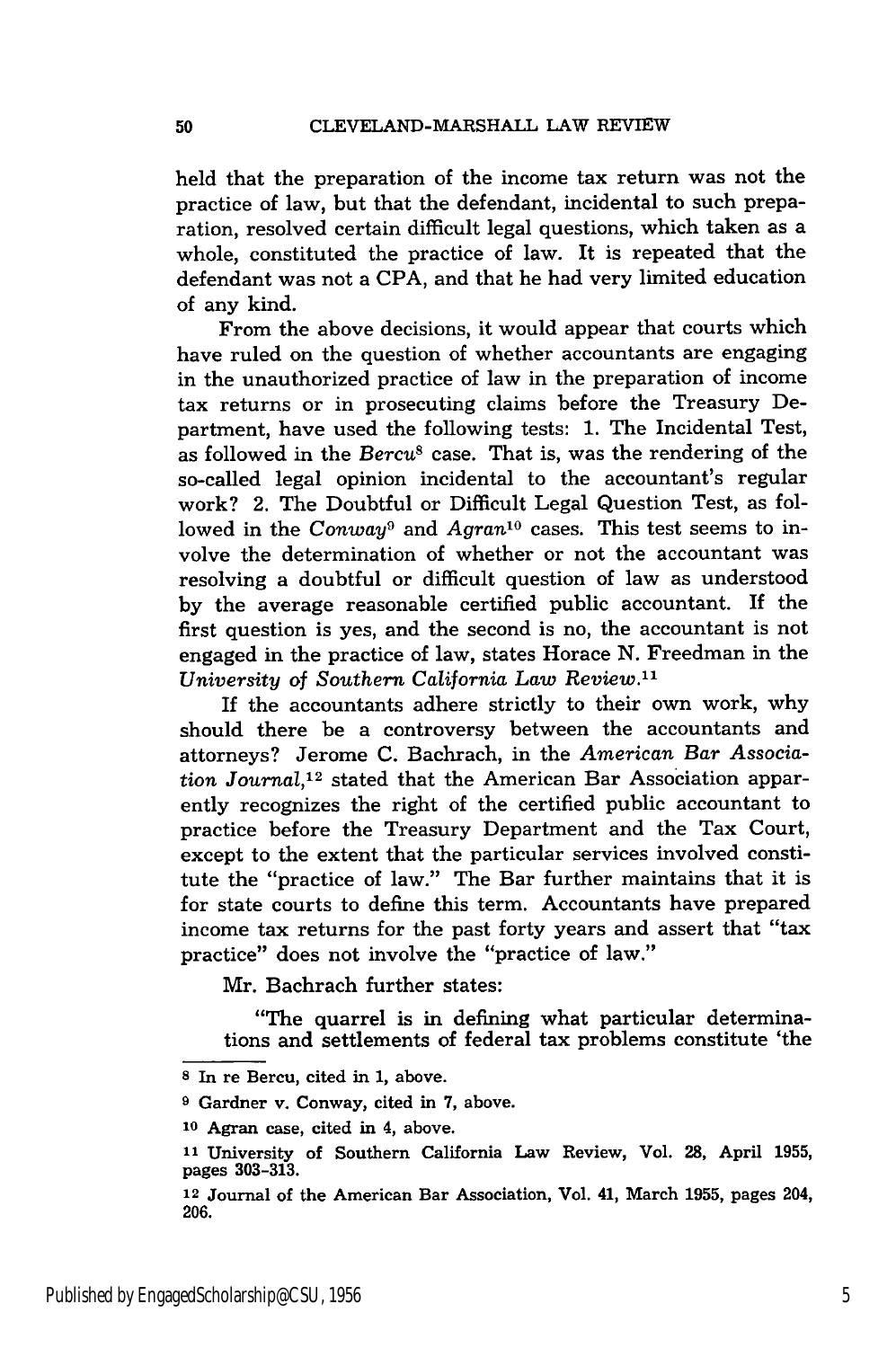held that the preparation of the income tax return was not the practice of law, but that the defendant, incidental to such preparation, resolved certain difficult legal questions, which taken as a whole, constituted the practice of law. It is repeated that the defendant was not a CPA, and that he had very limited education of any kind.

From the above decisions, it would appear that courts which have ruled on the question of whether accountants are engaging in the unauthorized practice of law in the preparation of income tax returns or in prosecuting claims before the Treasury Department, have used the following tests: 1. The Incidental Test, as followed in the *Bercu*[8] case. That is, was the rendering of the so-called legal opinion incidental to the accountant's regular work? 2. The Doubtful or Difficult Legal Question Test, as followed in the *Conway*[9] and *Agran*[10] cases. This test seems to involve the determination of whether or not the accountant was resolving a doubtful or difficult question of law as understood by the average reasonable certified public accountant. If the first question is yes, and the second is no, the accountant is not engaged in the practice of law, states Horace N. Freedman in the *University of Southern California Law Review*.[11]

If the accountants adhere strictly to their own work, why should there be a controversy between the accountants and attorneys? Jerome C. Bachrach, in the *American Bar Association Journal*,[12] stated that the American Bar Association apparently recognizes the right of the certified public accountant to practice before the Treasury Department and the Tax Court, except to the extent that the particular services involved constitute the "practice of law." The Bar further maintains that it is for state courts to define this term. Accountants have prepared income tax returns for the past forty years and assert that "tax practice" does not involve the "practice of law."

Mr. Bachrach further states:

> "The quarrel is in defining what particular determinations and settlements of federal tax problems constitute 'the

---

[8] In re Bercu, cited in 1, above.

[9] Gardner v. Conway, cited in 7, above.

[10] Agran case, cited in 4, above.

[11] University of Southern California Law Review, Vol. 28, April 1955, pages 303-313.

[12] Journal of the American Bar Association, Vol. 41, March 1955, pages 204, 206.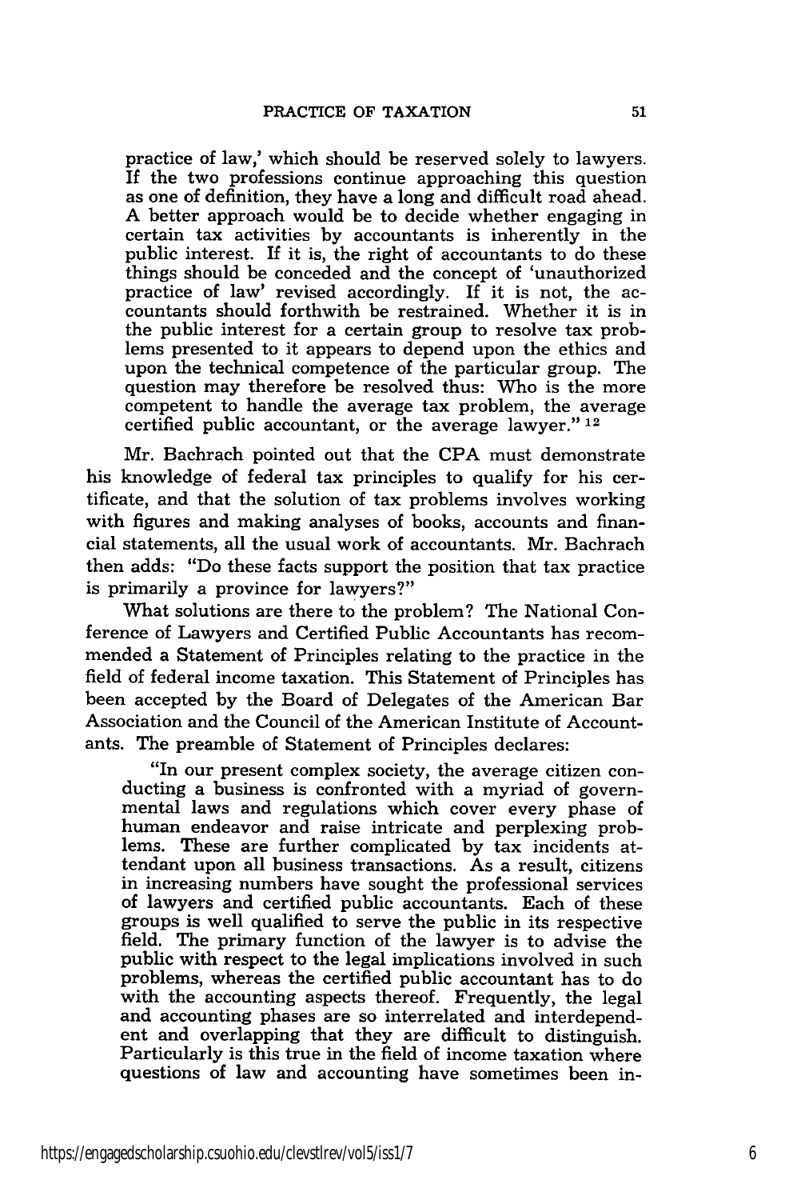practice of law,' which should be reserved solely to lawyers. If the two professions continue approaching this question as one of definition, they have a long and difficult road ahead. A better approach would be to decide whether engaging in certain tax activities by accountants is inherently in the public interest. If it is, the right of accountants to do these things should be conceded and the concept of 'unauthorized practice of law' revised accordingly. If it is not, the accountants should forthwith be restrained. Whether it is in the public interest for a certain group to resolve tax problems presented to it appears to depend upon the ethics and upon the technical competence of the particular group. The question may therefore be resolved thus: Who is the more competent to handle the average tax problem, the average certified public accountant, or the average lawyer."[12]

Mr. Bachrach pointed out that the CPA must demonstrate his knowledge of federal tax principles to qualify for his certificate, and that the solution of tax problems involves working with figures and making analyses of books, accounts and financial statements, all the usual work of accountants. Mr. Bachrach then adds: "Do these facts support the position that tax practice is primarily a province for lawyers?"

What solutions are there to the problem? The National Conference of Lawyers and Certified Public Accountants has recommended a Statement of Principles relating to the practice in the field of federal income taxation. This Statement of Principles has been accepted by the Board of Delegates of the American Bar Association and the Council of the American Institute of Accountants. The preamble of Statement of Principles declares:

> "In our present complex society, the average citizen conducting a business is confronted with a myriad of governmental laws and regulations which cover every phase of human endeavor and raise intricate and perplexing problems. These are further complicated by tax incidents attendant upon all business transactions. As a result, citizens in increasing numbers have sought the professional services of lawyers and certified public accountants. Each of these groups is well qualified to serve the public in its respective field. The primary function of the lawyer is to advise the public with respect to the legal implications involved in such problems, whereas the certified public accountant has to do with the accounting aspects thereof. Frequently, the legal and accounting phases are so interrelated and interdependent and overlapping that they are difficult to distinguish. Particularly is this true in the field of income taxation where questions of law and accounting have sometimes been in-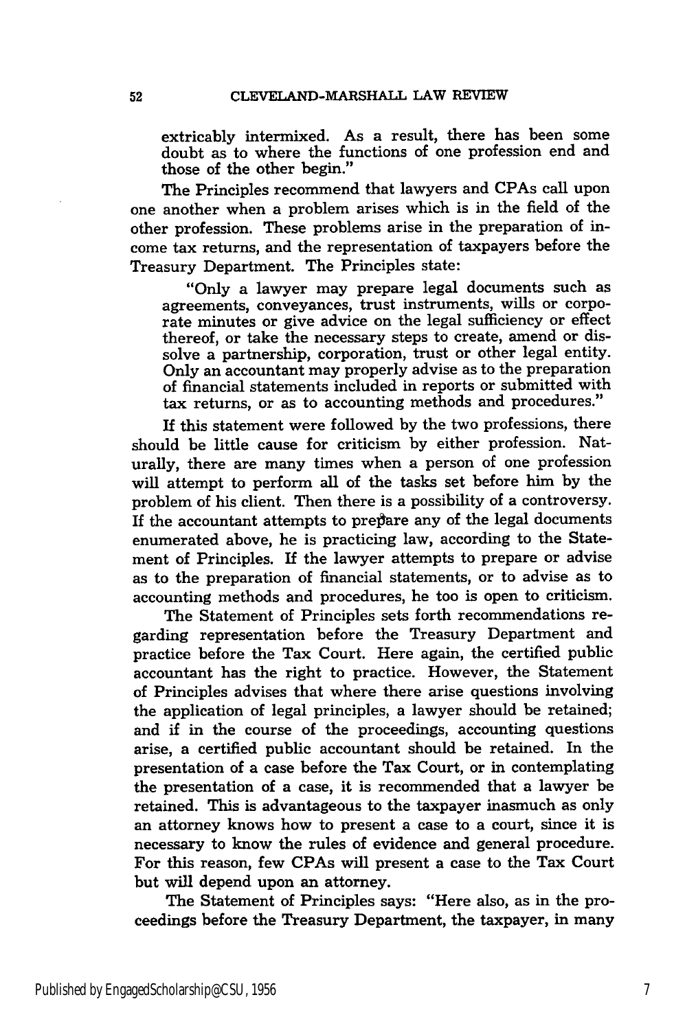extricably intermixed. As a result, there has been some doubt as to where the functions of one profession end and those of the other begin."

The Principles recommend that lawyers and CPAs call upon one another when a problem arises which is in the field of the other profession. These problems arise in the preparation of income tax returns, and the representation of taxpayers before the Treasury Department. The Principles state:

> "Only a lawyer may prepare legal documents such as agreements, conveyances, trust instruments, wills or corporate minutes or give advice on the legal sufficiency or effect thereof, or take the necessary steps to create, amend or dissolve a partnership, corporation, trust or other legal entity. Only an accountant may properly advise as to the preparation of financial statements included in reports or submitted with tax returns, or as to accounting methods and procedures."

If this statement were followed by the two professions, there should be little cause for criticism by either profession. Naturally, there are many times when a person of one profession will attempt to perform all of the tasks set before him by the problem of his client. Then there is a possibility of a controversy. If the accountant attempts to prepare any of the legal documents enumerated above, he is practicing law, according to the Statement of Principles. If the lawyer attempts to prepare or advise as to the preparation of financial statements, or to advise as to accounting methods and procedures, he too is open to criticism.

The Statement of Principles sets forth recommendations regarding representation before the Treasury Department and practice before the Tax Court. Here again, the certified public accountant has the right to practice. However, the Statement of Principles advises that where there arise questions involving the application of legal principles, a lawyer should be retained; and if in the course of the proceedings, accounting questions arise, a certified public accountant should be retained. In the presentation of a case before the Tax Court, or in contemplating the presentation of a case, it is recommended that a lawyer be retained. This is advantageous to the taxpayer inasmuch as only an attorney knows how to present a case to a court, since it is necessary to know the rules of evidence and general procedure. For this reason, few CPAs will present a case to the Tax Court but will depend upon an attorney.

The Statement of Principles says: "Here also, as in the proceedings before the Treasury Department, the taxpayer, in many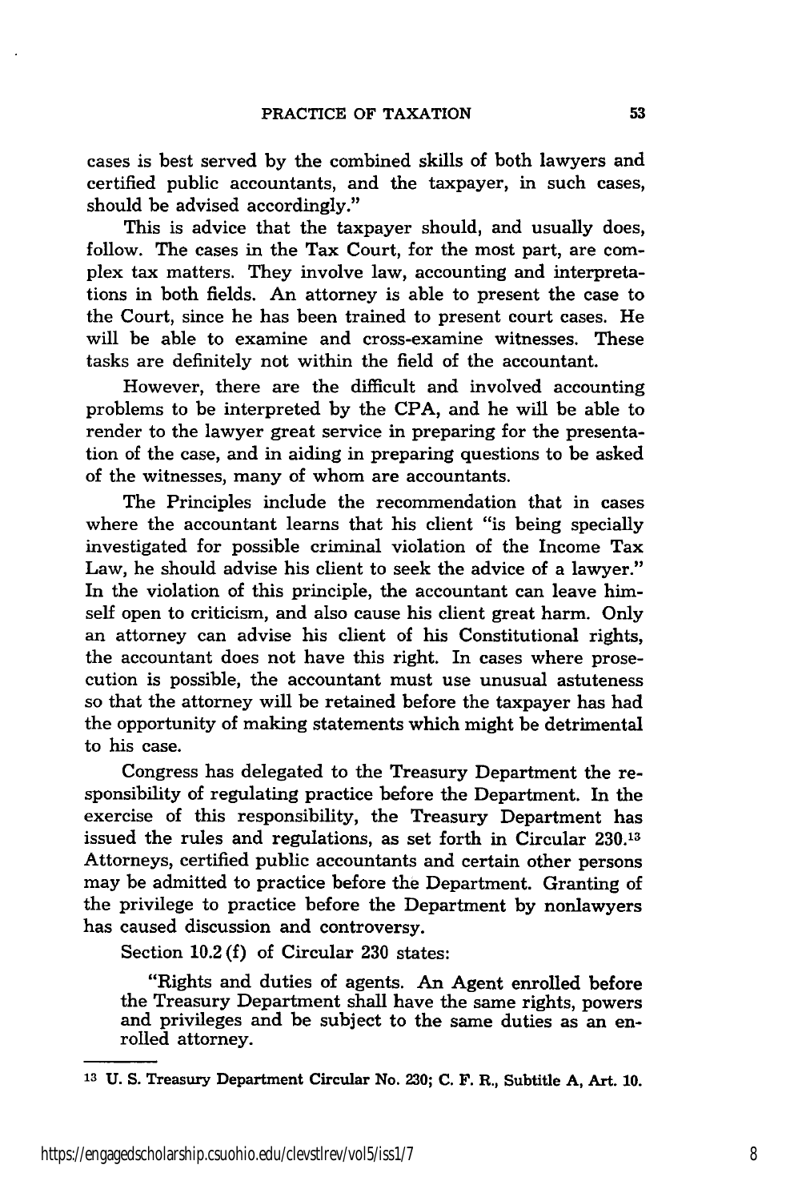cases is best served by the combined skills of both lawyers and certified public accountants, and the taxpayer, in such cases, should be advised accordingly."

This is advice that the taxpayer should, and usually does, follow. The cases in the Tax Court, for the most part, are complex tax matters. They involve law, accounting and interpretations in both fields. An attorney is able to present the case to the Court, since he has been trained to present court cases. He will be able to examine and cross-examine witnesses. These tasks are definitely not within the field of the accountant.

However, there are the difficult and involved accounting problems to be interpreted by the CPA, and he will be able to render to the lawyer great service in preparing for the presentation of the case, and in aiding in preparing questions to be asked of the witnesses, many of whom are accountants.

The Principles include the recommendation that in cases where the accountant learns that his client "is being specially investigated for possible criminal violation of the Income Tax Law, he should advise his client to seek the advice of a lawyer." In the violation of this principle, the accountant can leave himself open to criticism, and also cause his client great harm. Only an attorney can advise his client of his Constitutional rights, the accountant does not have this right. In cases where prosecution is possible, the accountant must use unusual astuteness so that the attorney will be retained before the taxpayer has had the opportunity of making statements which might be detrimental to his case.

Congress has delegated to the Treasury Department the responsibility of regulating practice before the Department. In the exercise of this responsibility, the Treasury Department has issued the rules and regulations, as set forth in Circular 230.[13] Attorneys, certified public accountants and certain other persons may be admitted to practice before the Department. Granting of the privilege to practice before the Department by nonlawyers has caused discussion and controversy.

Section 10.2 (f) of Circular 230 states:

> "Rights and duties of agents. An Agent enrolled before the Treasury Department shall have the same rights, powers and privileges and be subject to the same duties as an enrolled attorney.

---

[13] U. S. Treasury Department Circular No. 230; C. F. R., Subtitle A, Art. 10.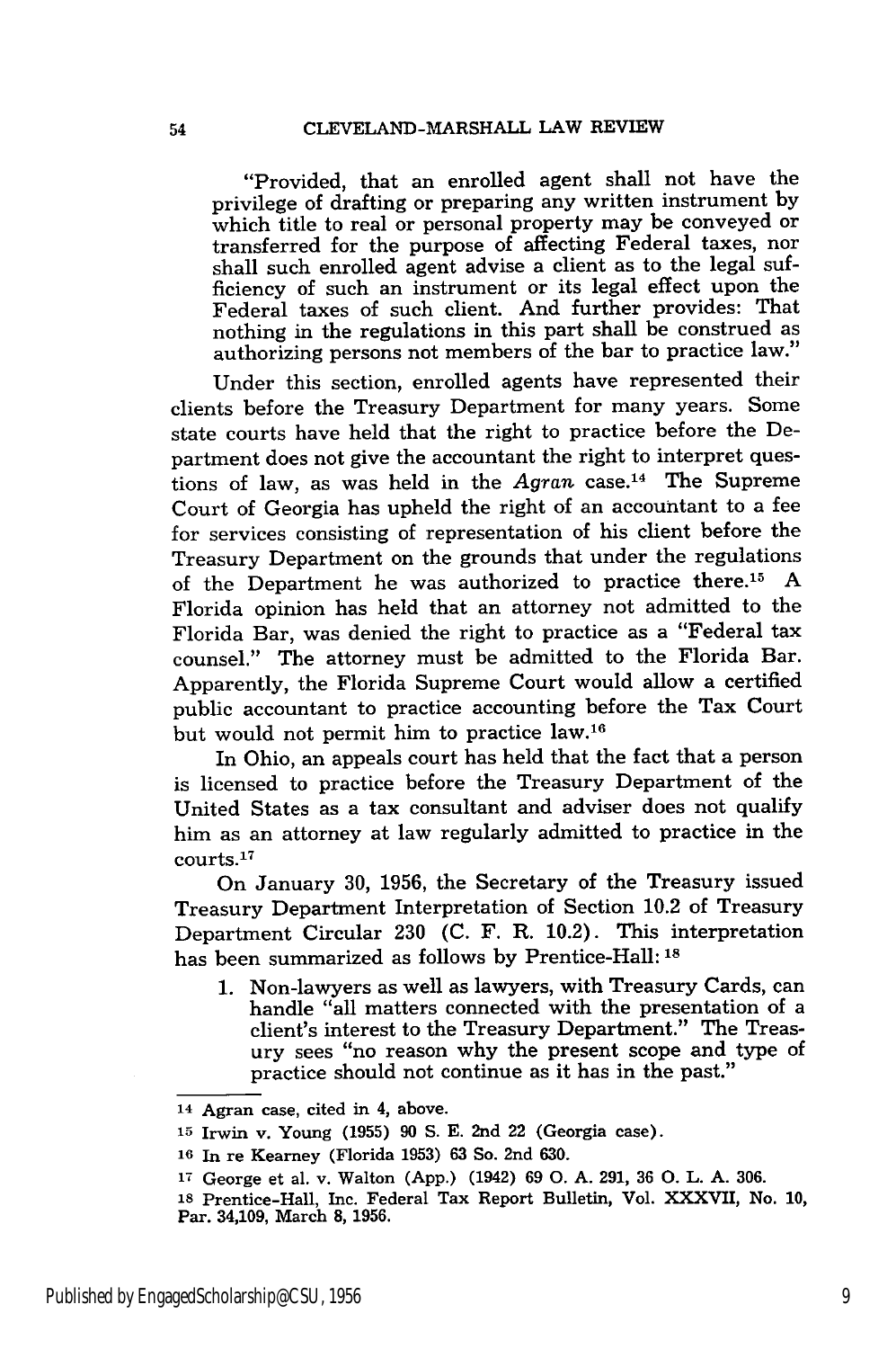"Provided, that an enrolled agent shall not have the privilege of drafting or preparing any written instrument by which title to real or personal property may be conveyed or transferred for the purpose of affecting Federal taxes, nor shall such enrolled agent advise a client as to the legal sufficiency of such an instrument or its legal effect upon the Federal taxes of such client. And further provides: That nothing in the regulations in this part shall be construed as authorizing persons not members of the bar to practice law."

Under this section, enrolled agents have represented their clients before the Treasury Department for many years. Some state courts have held that the right to practice before the Department does not give the accountant the right to interpret questions of law, as was held in the *Agran* case.[14] The Supreme Court of Georgia has upheld the right of an accountant to a fee for services consisting of representation of his client before the Treasury Department on the grounds that under the regulations of the Department he was authorized to practice there.[15] A Florida opinion has held that an attorney not admitted to the Florida Bar, was denied the right to practice as a "Federal tax counsel." The attorney must be admitted to the Florida Bar. Apparently, the Florida Supreme Court would allow a certified public accountant to practice accounting before the Tax Court but would not permit him to practice law.[16]

In Ohio, an appeals court has held that the fact that a person is licensed to practice before the Treasury Department of the United States as a tax consultant and adviser does not qualify him as an attorney at law regularly admitted to practice in the courts.[17]

On January 30, 1956, the Secretary of the Treasury issued Treasury Department Interpretation of Section 10.2 of Treasury Department Circular 230 (C. F. R. 10.2). This interpretation has been summarized as follows by Prentice-Hall:[18]

1. Non-lawyers as well as lawyers, with Treasury Cards, can handle "all matters connected with the presentation of a client's interest to the Treasury Department." The Treasury sees "no reason why the present scope and type of practice should not continue as it has in the past."

---

[14] Agran case, cited in 4, above.

[15] Irwin v. Young (1955) 90 S. E. 2nd 22 (Georgia case).

[16] In re Kearney (Florida 1953) 63 So. 2nd 630.

[17] George et al. v. Walton (App.) (1942) 69 O. A. 291, 36 O. L. A. 306.

[18] Prentice-Hall, Inc. Federal Tax Report Bulletin, Vol. XXXVII, No. 10, Par. 34,109, March 8, 1956.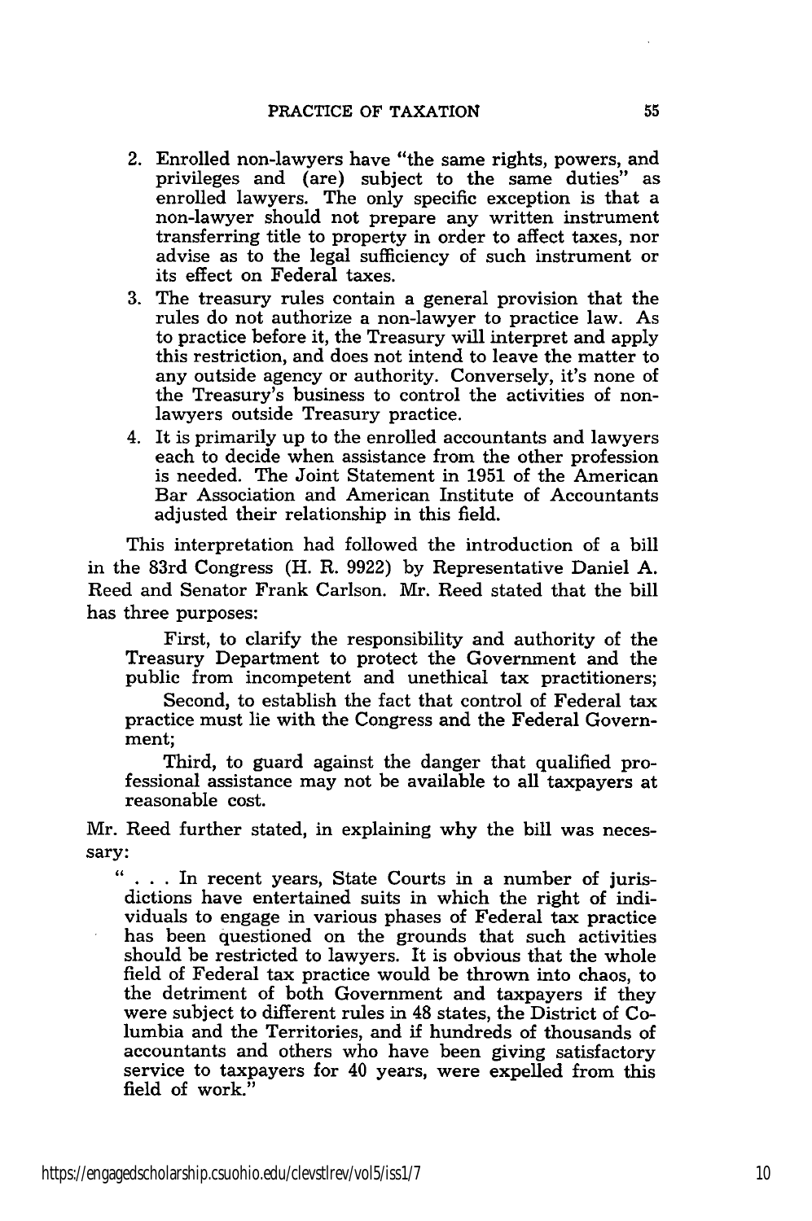2. Enrolled non-lawyers have "the same rights, powers, and privileges and (are) subject to the same duties" as enrolled lawyers. The only specific exception is that a non-lawyer should not prepare any written instrument transferring title to property in order to affect taxes, nor advise as to the legal sufficiency of such instrument or its effect on Federal taxes.
3. The treasury rules contain a general provision that the rules do not authorize a non-lawyer to practice law. As to practice before it, the Treasury will interpret and apply this restriction, and does not intend to leave the matter to any outside agency or authority. Conversely, it's none of the Treasury's business to control the activities of non-lawyers outside Treasury practice.
4. It is primarily up to the enrolled accountants and lawyers each to decide when assistance from the other profession is needed. The Joint Statement in 1951 of the American Bar Association and American Institute of Accountants adjusted their relationship in this field.

This interpretation had followed the introduction of a bill in the 83rd Congress (H. R. 9922) by Representative Daniel A. Reed and Senator Frank Carlson. Mr. Reed stated that the bill has three purposes:

> First, to clarify the responsibility and authority of the Treasury Department to protect the Government and the public from incompetent and unethical tax practitioners;
>
> Second, to establish the fact that control of Federal tax practice must lie with the Congress and the Federal Government;
>
> Third, to guard against the danger that qualified professional assistance may not be available to all taxpayers at reasonable cost.

Mr. Reed further stated, in explaining why the bill was necessary:

> " . . . In recent years, State Courts in a number of jurisdictions have entertained suits in which the right of individuals to engage in various phases of Federal tax practice has been questioned on the grounds that such activities should be restricted to lawyers. It is obvious that the whole field of Federal tax practice would be thrown into chaos, to the detriment of both Government and taxpayers if they were subject to different rules in 48 states, the District of Columbia and the Territories, and if hundreds of thousands of accountants and others who have been giving satisfactory service to taxpayers for 40 years, were expelled from this field of work."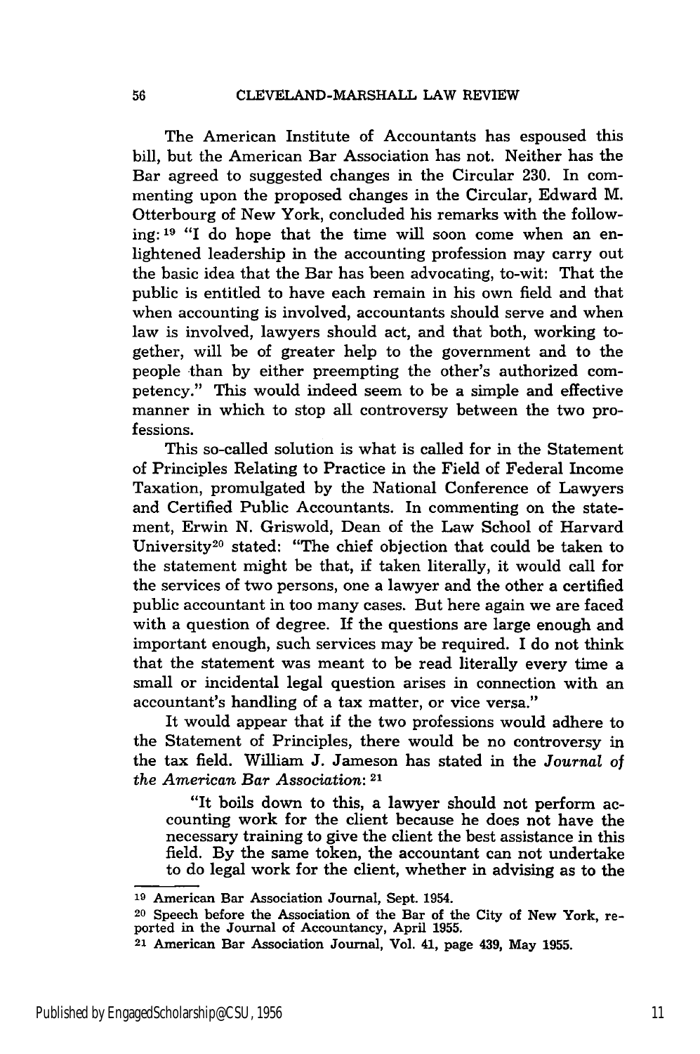The American Institute of Accountants has espoused this bill, but the American Bar Association has not. Neither has the Bar agreed to suggested changes in the Circular 230. In commenting upon the proposed changes in the Circular, Edward M. Otterbourg of New York, concluded his remarks with the following:[19] "I do hope that the time will soon come when an enlightened leadership in the accounting profession may carry out the basic idea that the Bar has been advocating, to-wit: That the public is entitled to have each remain in his own field and that when accounting is involved, accountants should serve and when law is involved, lawyers should act, and that both, working together, will be of greater help to the government and to the people than by either preempting the other's authorized competency." This would indeed seem to be a simple and effective manner in which to stop all controversy between the two professions.

This so-called solution is what is called for in the Statement of Principles Relating to Practice in the Field of Federal Income Taxation, promulgated by the National Conference of Lawyers and Certified Public Accountants. In commenting on the statement, Erwin N. Griswold, Dean of the Law School of Harvard University[20] stated: "The chief objection that could be taken to the statement might be that, if taken literally, it would call for the services of two persons, one a lawyer and the other a certified public accountant in too many cases. But here again we are faced with a question of degree. If the questions are large enough and important enough, such services may be required. I do not think that the statement was meant to be read literally every time a small or incidental legal question arises in connection with an accountant's handling of a tax matter, or vice versa."

It would appear that if the two professions would adhere to the Statement of Principles, there would be no controversy in the tax field. William J. Jameson has stated in the *Journal of the American Bar Association*:[21]

> "It boils down to this, a lawyer should not perform accounting work for the client because he does not have the necessary training to give the client the best assistance in this field. By the same token, the accountant can not undertake to do legal work for the client, whether in advising as to the

---

[19] American Bar Association Journal, Sept. 1954.

[20] Speech before the Association of the Bar of the City of New York, reported in the Journal of Accountancy, April 1955.

[21] American Bar Association Journal, Vol. 41, page 439, May 1955.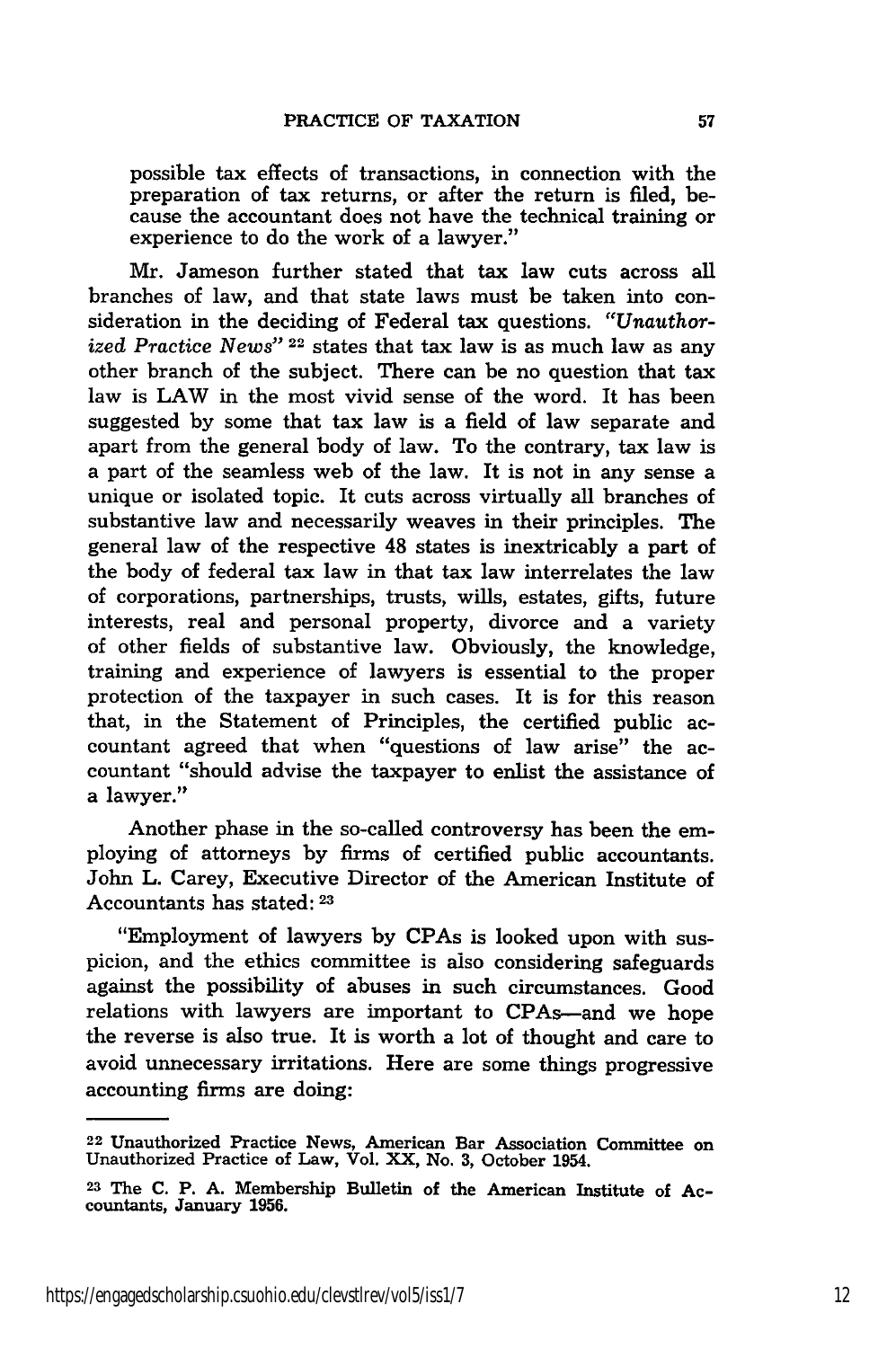possible tax effects of transactions, in connection with the preparation of tax returns, or after the return is filed, because the accountant does not have the technical training or experience to do the work of a lawyer."

Mr. Jameson further stated that tax law cuts across all branches of law, and that state laws must be taken into consideration in the deciding of Federal tax questions. *"Unauthorized Practice News"* [22] states that tax law is as much law as any other branch of the subject. There can be no question that tax law is LAW in the most vivid sense of the word. It has been suggested by some that tax law is a field of law separate and apart from the general body of law. To the contrary, tax law is a part of the seamless web of the law. It is not in any sense a unique or isolated topic. It cuts across virtually all branches of substantive law and necessarily weaves in their principles. The general law of the respective 48 states is inextricably a part of the body of federal tax law in that tax law interrelates the law of corporations, partnerships, trusts, wills, estates, gifts, future interests, real and personal property, divorce and a variety of other fields of substantive law. Obviously, the knowledge, training and experience of lawyers is essential to the proper protection of the taxpayer in such cases. It is for this reason that, in the Statement of Principles, the certified public accountant agreed that when "questions of law arise" the accountant "should advise the taxpayer to enlist the assistance of a lawyer."

Another phase in the so-called controversy has been the employing of attorneys by firms of certified public accountants. John L. Carey, Executive Director of the American Institute of Accountants has stated: [23]

"Employment of lawyers by CPAs is looked upon with suspicion, and the ethics committee is also considering safeguards against the possibility of abuses in such circumstances. Good relations with lawyers are important to CPAs—and we hope the reverse is also true. It is worth a lot of thought and care to avoid unnecessary irritations. Here are some things progressive accounting firms are doing:

---

[22] Unauthorized Practice News, American Bar Association Committee on Unauthorized Practice of Law, Vol. XX, No. 3, October 1954.

[23] The C. P. A. Membership Bulletin of the American Institute of Accountants, January 1956.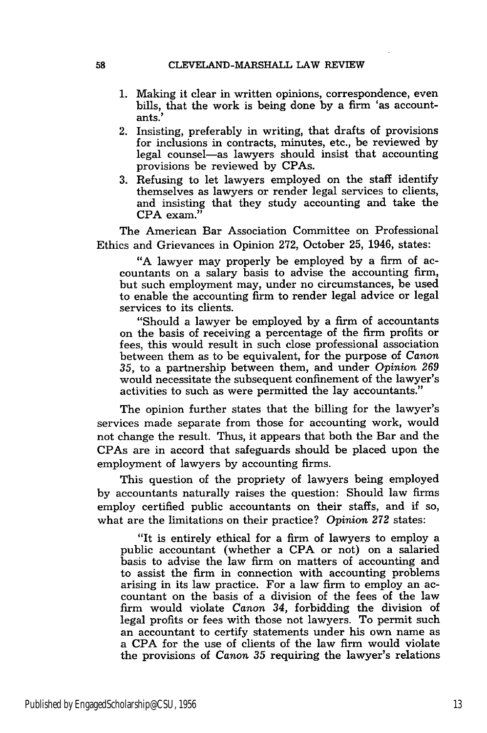1. Making it clear in written opinions, correspondence, even bills, that the work is being done by a firm 'as accountants.'
2. Insisting, preferably in writing, that drafts of provisions for inclusions in contracts, minutes, etc., be reviewed by legal counsel—as lawyers should insist that accounting provisions be reviewed by CPAs.
3. Refusing to let lawyers employed on the staff identify themselves as lawyers or render legal services to clients, and insisting that they study accounting and take the CPA exam."

The American Bar Association Committee on Professional Ethics and Grievances in Opinion 272, October 25, 1946, states:

> "A lawyer may properly be employed by a firm of accountants on a salary basis to advise the accounting firm, but such employment may, under no circumstances, be used to enable the accounting firm to render legal advice or legal services to its clients.
>
> "Should a lawyer be employed by a firm of accountants on the basis of receiving a percentage of the firm profits or fees, this would result in such close professional association between them as to be equivalent, for the purpose of *Canon 35*, to a partnership between them, and under *Opinion 269* would necessitate the subsequent confinement of the lawyer's activities to such as were permitted the lay accountants."

The opinion further states that the billing for the lawyer's services made separate from those for accounting work, would not change the result. Thus, it appears that both the Bar and the CPAs are in accord that safeguards should be placed upon the employment of lawyers by accounting firms.

This question of the propriety of lawyers being employed by accountants naturally raises the question: Should law firms employ certified public accountants on their staffs, and if so, what are the limitations on their practice? *Opinion 272* states:

> "It is entirely ethical for a firm of lawyers to employ a public accountant (whether a CPA or not) on a salaried basis to advise the law firm on matters of accounting and to assist the firm in connection with accounting problems arising in its law practice. For a law firm to employ an accountant on the basis of a division of the fees of the law firm would violate *Canon 34*, forbidding the division of legal profits or fees with those not lawyers. To permit such an accountant to certify statements under his own name as a CPA for the use of clients of the law firm would violate the provisions of *Canon 35* requiring the lawyer's relations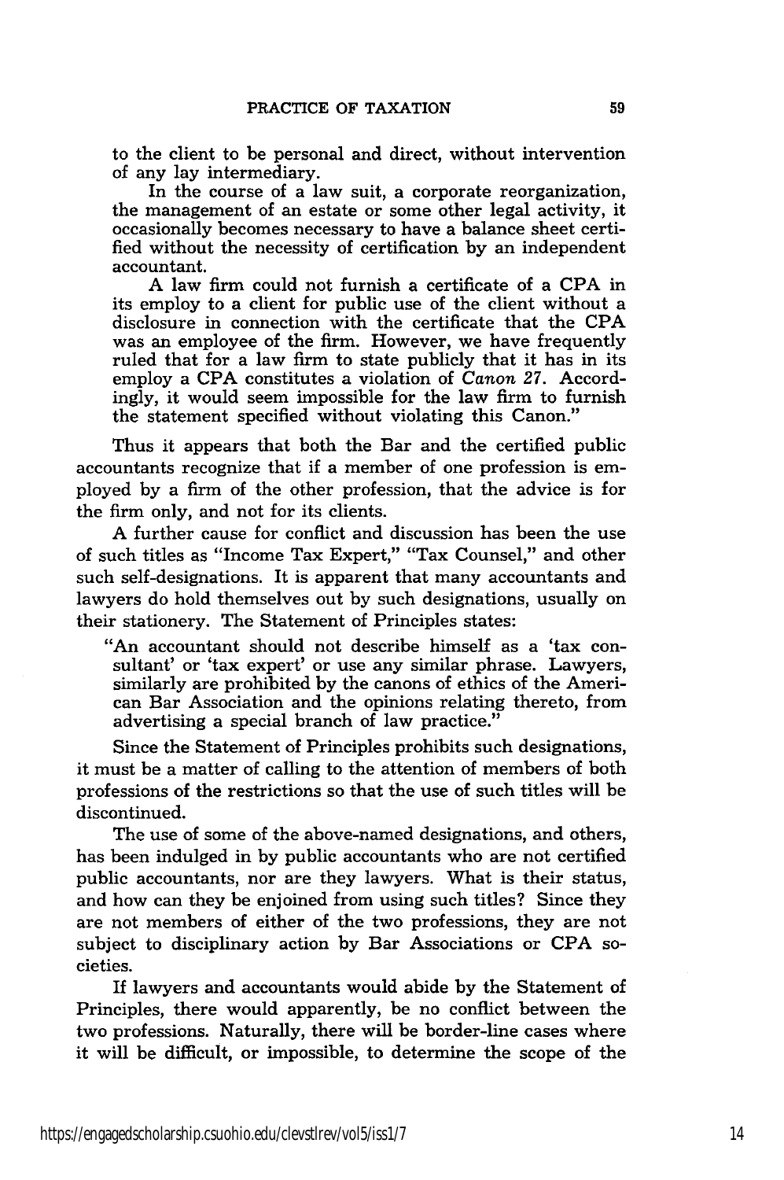to the client to be personal and direct, without intervention of any lay intermediary.

In the course of a law suit, a corporate reorganization, the management of an estate or some other legal activity, it occasionally becomes necessary to have a balance sheet certified without the necessity of certification by an independent accountant.

A law firm could not furnish a certificate of a CPA in its employ to a client for public use of the client without a disclosure in connection with the certificate that the CPA was an employee of the firm. However, we have frequently ruled that for a law firm to state publicly that it has in its employ a CPA constitutes a violation of *Canon 27*. Accordingly, it would seem impossible for the law firm to furnish the statement specified without violating this Canon."

Thus it appears that both the Bar and the certified public accountants recognize that if a member of one profession is employed by a firm of the other profession, that the advice is for the firm only, and not for its clients.

A further cause for conflict and discussion has been the use of such titles as "Income Tax Expert," "Tax Counsel," and other such self-designations. It is apparent that many accountants and lawyers do hold themselves out by such designations, usually on their stationery. The Statement of Principles states:

> "An accountant should not describe himself as a 'tax consultant' or 'tax expert' or use any similar phrase. Lawyers, similarly are prohibited by the canons of ethics of the American Bar Association and the opinions relating thereto, from advertising a special branch of law practice."

Since the Statement of Principles prohibits such designations, it must be a matter of calling to the attention of members of both professions of the restrictions so that the use of such titles will be discontinued.

The use of some of the above-named designations, and others, has been indulged in by public accountants who are not certified public accountants, nor are they lawyers. What is their status, and how can they be enjoined from using such titles? Since they are not members of either of the two professions, they are not subject to disciplinary action by Bar Associations or CPA societies.

If lawyers and accountants would abide by the Statement of Principles, there would apparently, be no conflict between the two professions. Naturally, there will be border-line cases where it will be difficult, or impossible, to determine the scope of the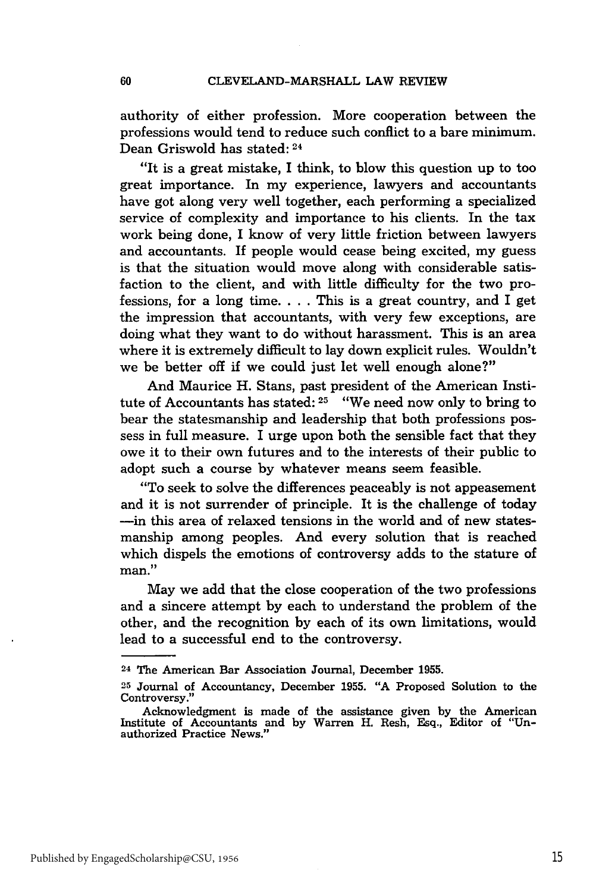authority of either profession. More cooperation between the professions would tend to reduce such conflict to a bare minimum. Dean Griswold has stated: [24]

"It is a great mistake, I think, to blow this question up to too great importance. In my experience, lawyers and accountants have got along very well together, each performing a specialized service of complexity and importance to his clients. In the tax work being done, I know of very little friction between lawyers and accountants. If people would cease being excited, my guess is that the situation would move along with considerable satisfaction to the client, and with little difficulty for the two professions, for a long time. . . . This is a great country, and I get the impression that accountants, with very few exceptions, are doing what they want to do without harassment. This is an area where it is extremely difficult to lay down explicit rules. Wouldn't we be better off if we could just let well enough alone?"

And Maurice H. Stans, past president of the American Institute of Accountants has stated: [25] "We need now only to bring to bear the statesmanship and leadership that both professions possess in full measure. I urge upon both the sensible fact that they owe it to their own futures and to the interests of their public to adopt such a course by whatever means seem feasible.

"To seek to solve the differences peaceably is not appeasement and it is not surrender of principle. It is the challenge of today —in this area of relaxed tensions in the world and of new statesmanship among peoples. And every solution that is reached which dispels the emotions of controversy adds to the stature of man."

May we add that the close cooperation of the two professions and a sincere attempt by each to understand the problem of the other, and the recognition by each of its own limitations, would lead to a successful end to the controversy.

---

[24] The American Bar Association Journal, December 1955.

[25] Journal of Accountancy, December 1955. "A Proposed Solution to the Controversy."

Acknowledgment is made of the assistance given by the American Institute of Accountants and by Warren H. Resh, Esq., Editor of "Unauthorized Practice News."